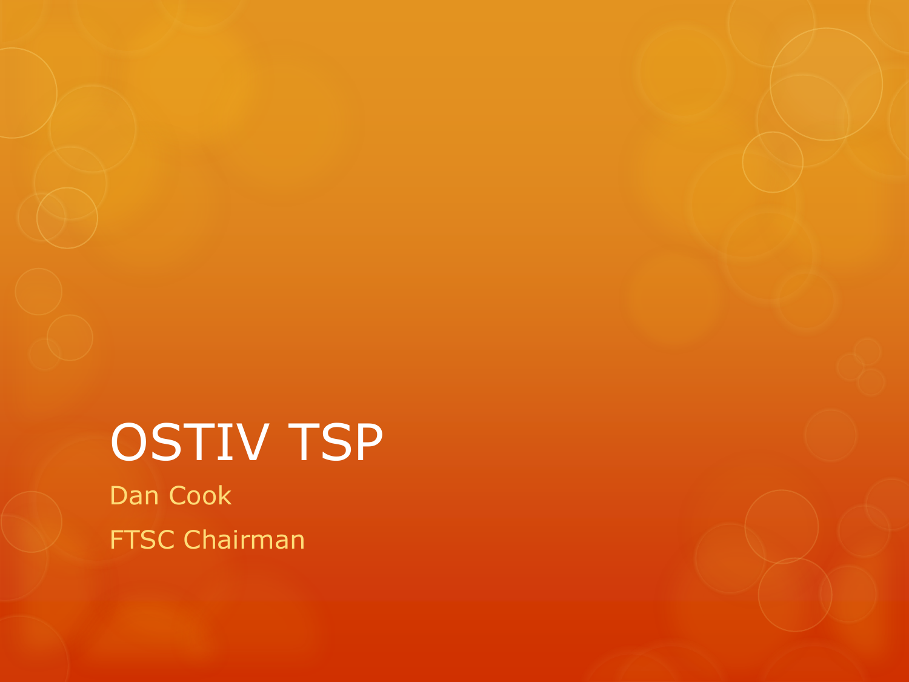# OSTIV TSP

Dan Cook

FTSC Chairman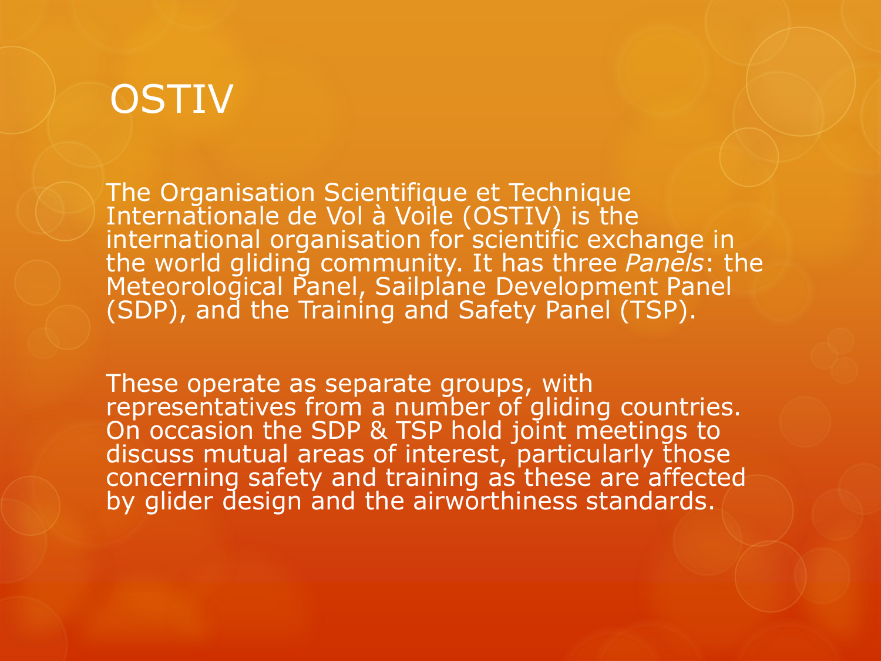# OSTIV

The Organisation Scientifique et Technique Internationale de Vol à Voile (OSTIV) is the international organisation for scientific exchange in the world gliding community. It has three *Panels*: the Meteorological Panel, Sailplane Development Panel (SDP), and the Training and Safety Panel (TSP).

These operate as separate groups, with representatives from a number of gliding countries. On occasion the SDP & TSP hold joint meetings to discuss mutual areas of interest, particularly those concerning safety and training as these are affected by glider design and the airworthiness standards.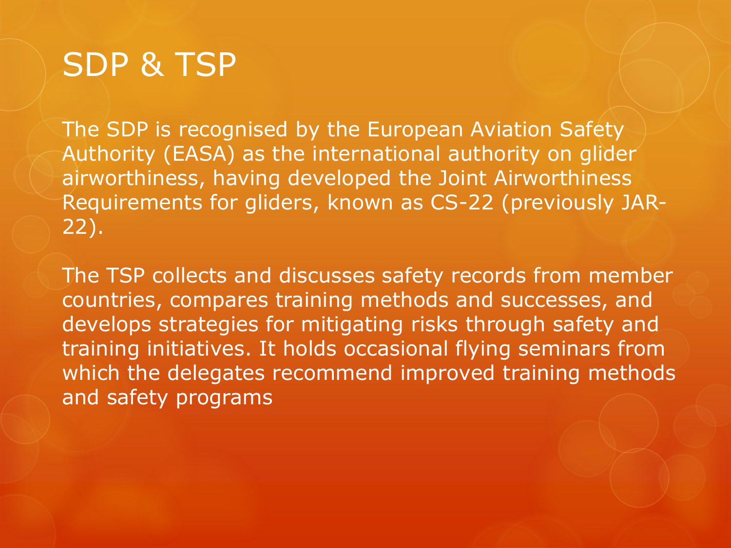# SDP & TSP

The SDP is recognised by the European Aviation Safety Authority (EASA) as the international authority on glider airworthiness, having developed the Joint Airworthiness Requirements for gliders, known as CS-22 (previously JAR-22).

The TSP collects and discusses safety records from member countries, compares training methods and successes, and develops strategies for mitigating risks through safety and training initiatives. It holds occasional flying seminars from which the delegates recommend improved training methods and safety programs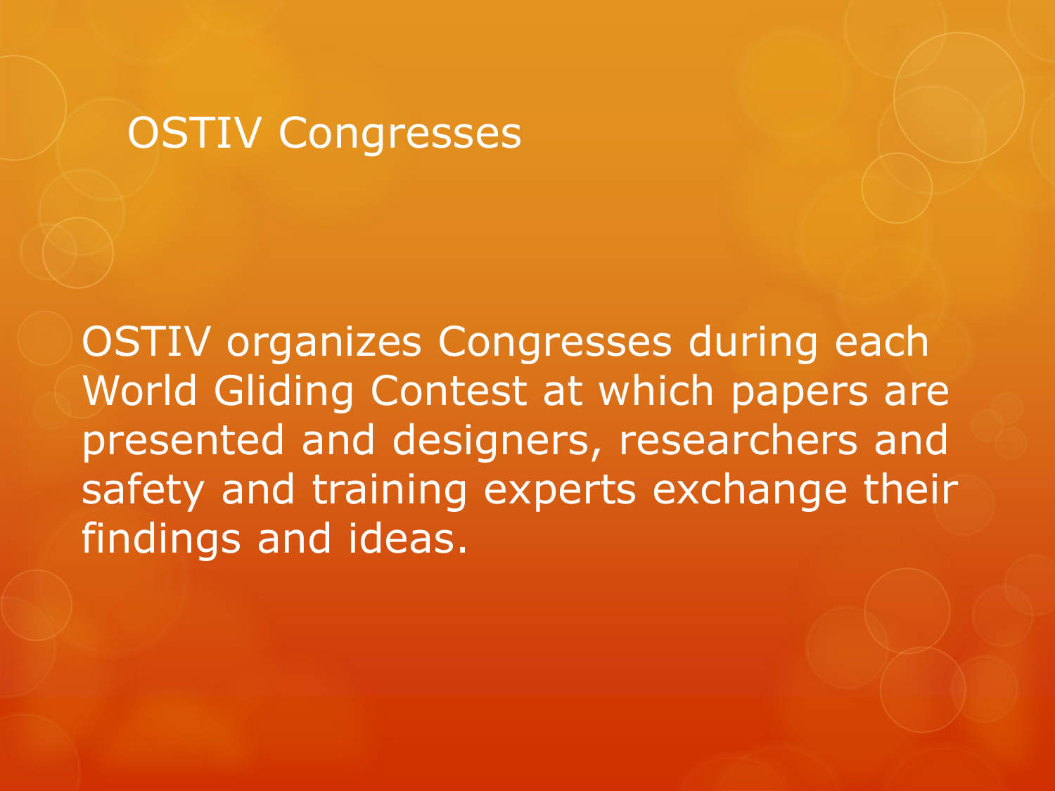# OSTIV Congresses

OSTIV organizes Congresses during each World Gliding Contest at which papers are presented and designers, researchers and safety and training experts exchange their findings and ideas.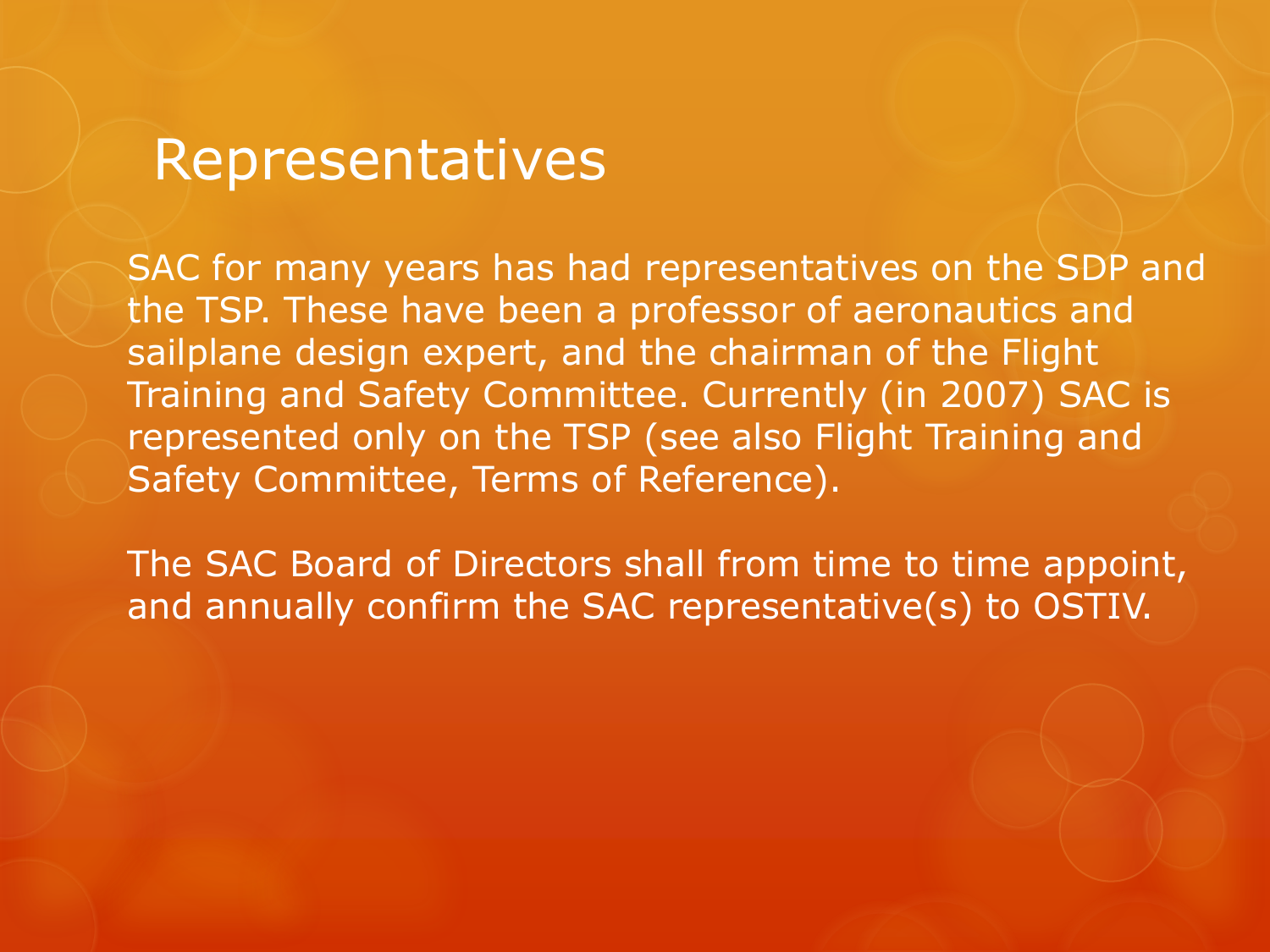# Representatives

SAC for many years has had representatives on the SDP and the TSP. These have been a professor of aeronautics and sailplane design expert, and the chairman of the Flight Training and Safety Committee. Currently (in 2007) SAC is represented only on the TSP (see also Flight Training and Safety Committee, Terms of Reference).

The SAC Board of Directors shall from time to time appoint, and annually confirm the SAC representative(s) to OSTIV.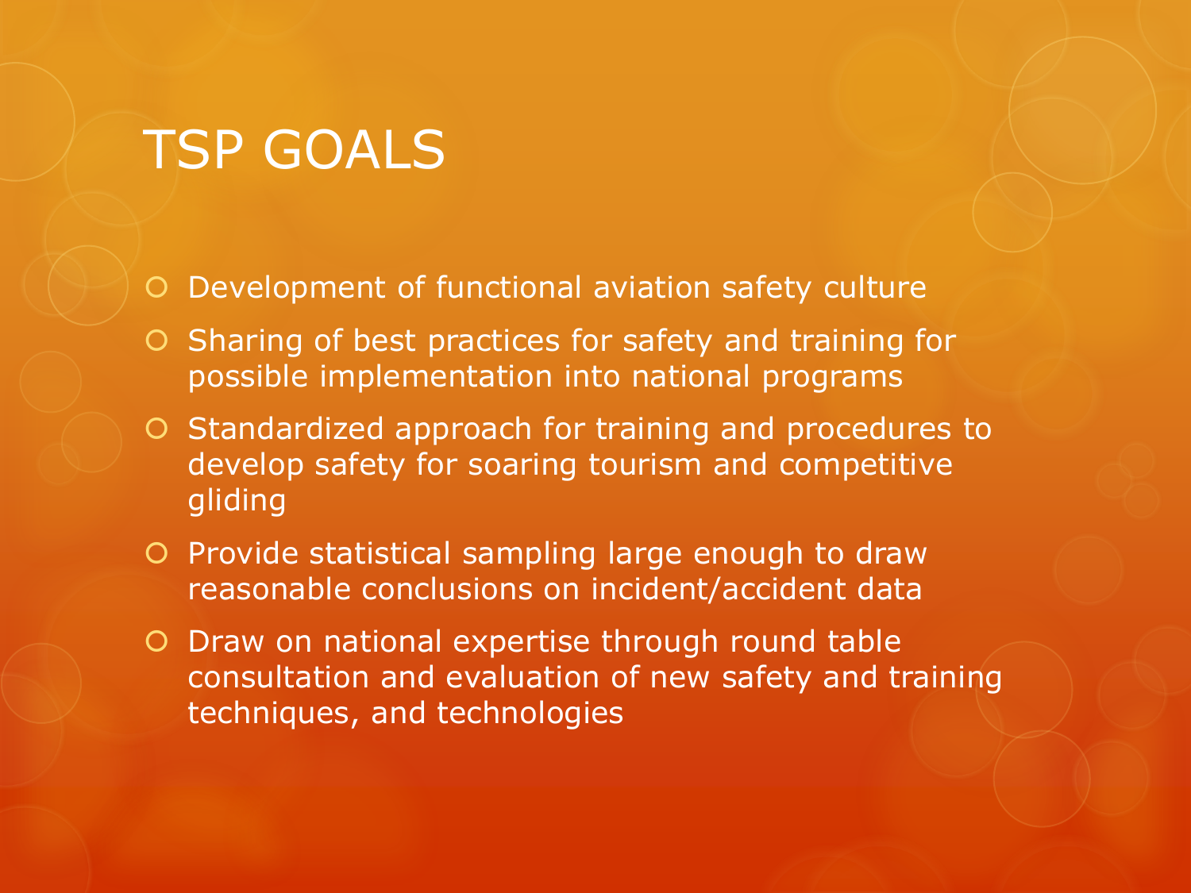# TSP GOALS

- Development of functional aviation safety culture
- Sharing of best practices for safety and training for possible implementation into national programs
- Standardized approach for training and procedures to develop safety for soaring tourism and competitive gliding
- Provide statistical sampling large enough to draw reasonable conclusions on incident/accident data
- Draw on national expertise through round table consultation and evaluation of new safety and training techniques, and technologies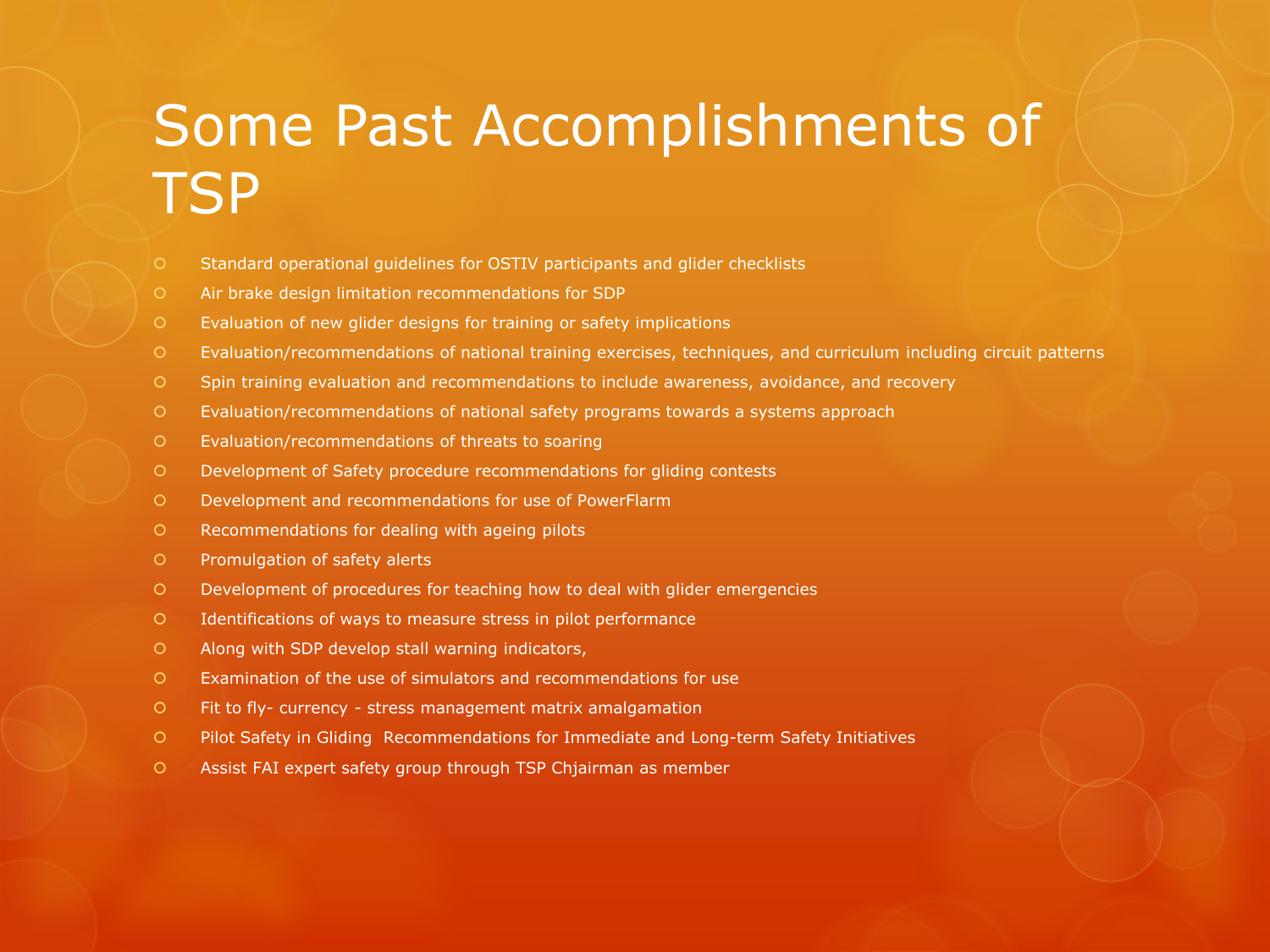# Some Past Accomplishments of TSP

- Standard operational guidelines for OSTIV participants and glider checklists
- Air brake design limitation recommendations for SDP
- Evaluation of new glider designs for training or safety implications
- Evaluation/recommendations of national training exercises, techniques, and curriculum including circuit patterns
- Spin training evaluation and recommendations to include awareness, avoidance, and recovery
- Evaluation/recommendations of national safety programs towards a systems approach
- Evaluation/recommendations of threats to soaring
- Development of Safety procedure recommendations for gliding contests
- Development and recommendations for use of PowerFlarm
- Recommendations for dealing with ageing pilots
- Promulgation of safety alerts
- Development of procedures for teaching how to deal with glider emergencies
- Identifications of ways to measure stress in pilot performance
- Along with SDP develop stall warning indicators,
- Examination of the use of simulators and recommendations for use
- Fit to fly- currency - stress management matrix amalgamation
- Pilot Safety in Gliding  Recommendations for Immediate and Long-term Safety Initiatives
- Assist FAI expert safety group through TSP Chjairman as member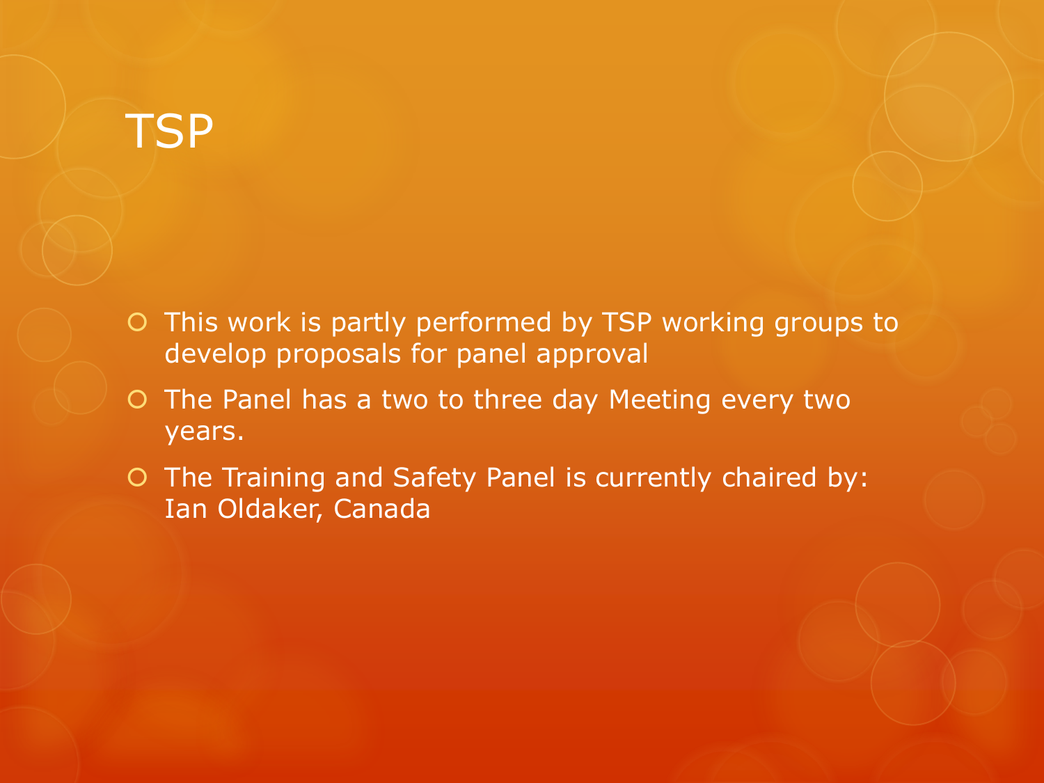# TSP

- This work is partly performed by TSP working groups to develop proposals for panel approval
- The Panel has a two to three day Meeting every two years.
- The Training and Safety Panel is currently chaired by: Ian Oldaker, Canada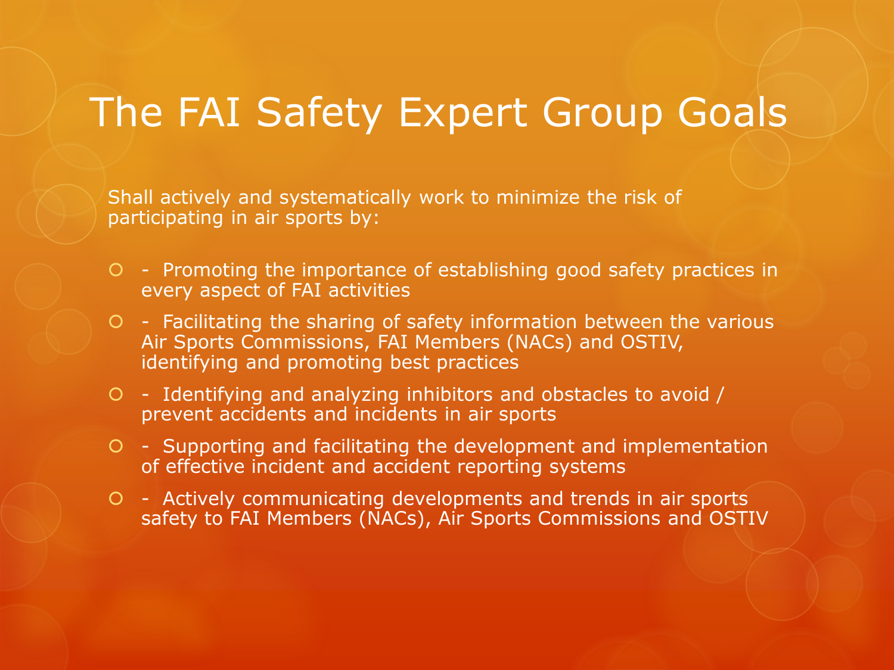# The FAI Safety Expert Group Goals

Shall actively and systematically work to minimize the risk of participating in air sports by:

- \- Promoting the importance of establishing good safety practices in every aspect of FAI activities
- \- Facilitating the sharing of safety information between the various Air Sports Commissions, FAI Members (NACs) and OSTIV, identifying and promoting best practices
- \- Identifying and analyzing inhibitors and obstacles to avoid / prevent accidents and incidents in air sports
- \- Supporting and facilitating the development and implementation of effective incident and accident reporting systems
- \- Actively communicating developments and trends in air sports safety to FAI Members (NACs), Air Sports Commissions and OSTIV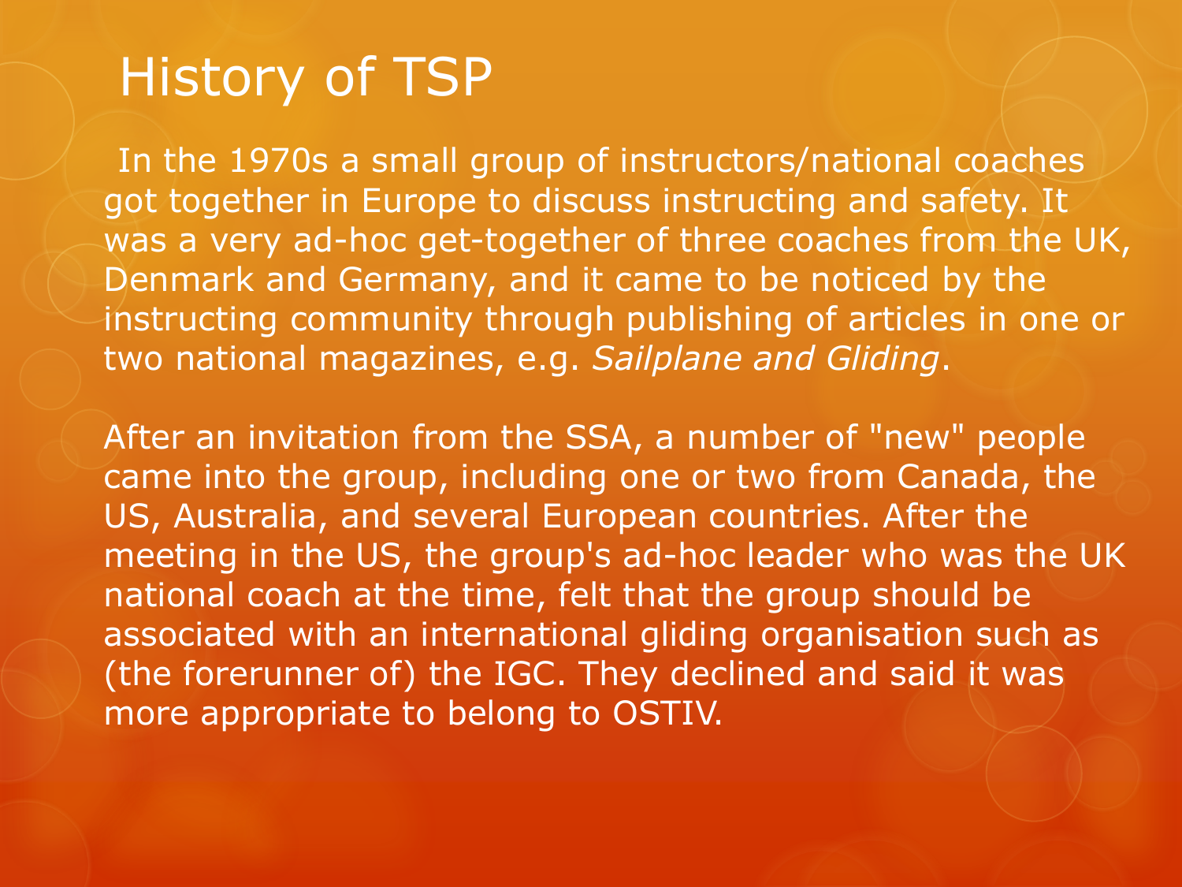# History of TSP

In the 1970s a small group of instructors/national coaches got together in Europe to discuss instructing and safety. It was a very ad-hoc get-together of three coaches from the UK, Denmark and Germany, and it came to be noticed by the instructing community through publishing of articles in one or two national magazines, e.g. *Sailplane and Gliding*.

After an invitation from the SSA, a number of "new" people came into the group, including one or two from Canada, the US, Australia, and several European countries. After the meeting in the US, the group's ad-hoc leader who was the UK national coach at the time, felt that the group should be associated with an international gliding organisation such as (the forerunner of) the IGC. They declined and said it was more appropriate to belong to OSTIV.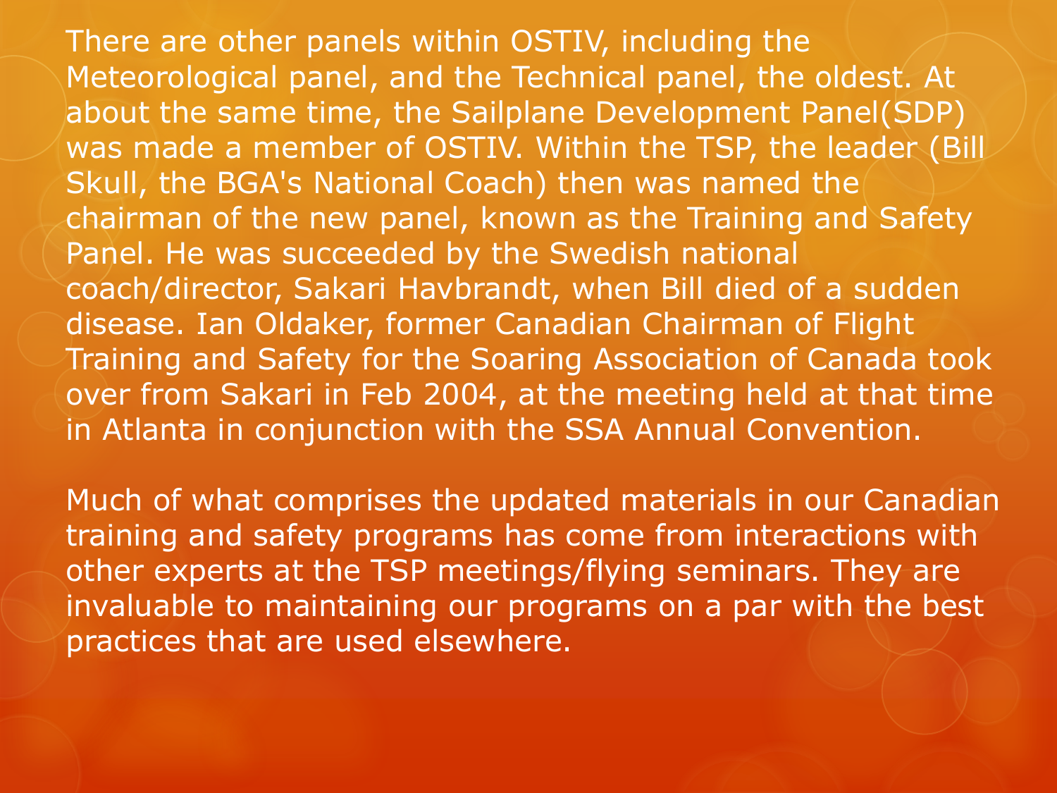There are other panels within OSTIV, including the Meteorological panel, and the Technical panel, the oldest. At about the same time, the Sailplane Development Panel(SDP) was made a member of OSTIV. Within the TSP, the leader (Bill Skull, the BGA's National Coach) then was named the chairman of the new panel, known as the Training and Safety Panel. He was succeeded by the Swedish national coach/director, Sakari Havbrandt, when Bill died of a sudden disease. Ian Oldaker, former Canadian Chairman of Flight Training and Safety for the Soaring Association of Canada took over from Sakari in Feb 2004, at the meeting held at that time in Atlanta in conjunction with the SSA Annual Convention.

Much of what comprises the updated materials in our Canadian training and safety programs has come from interactions with other experts at the TSP meetings/flying seminars. They are invaluable to maintaining our programs on a par with the best practices that are used elsewhere.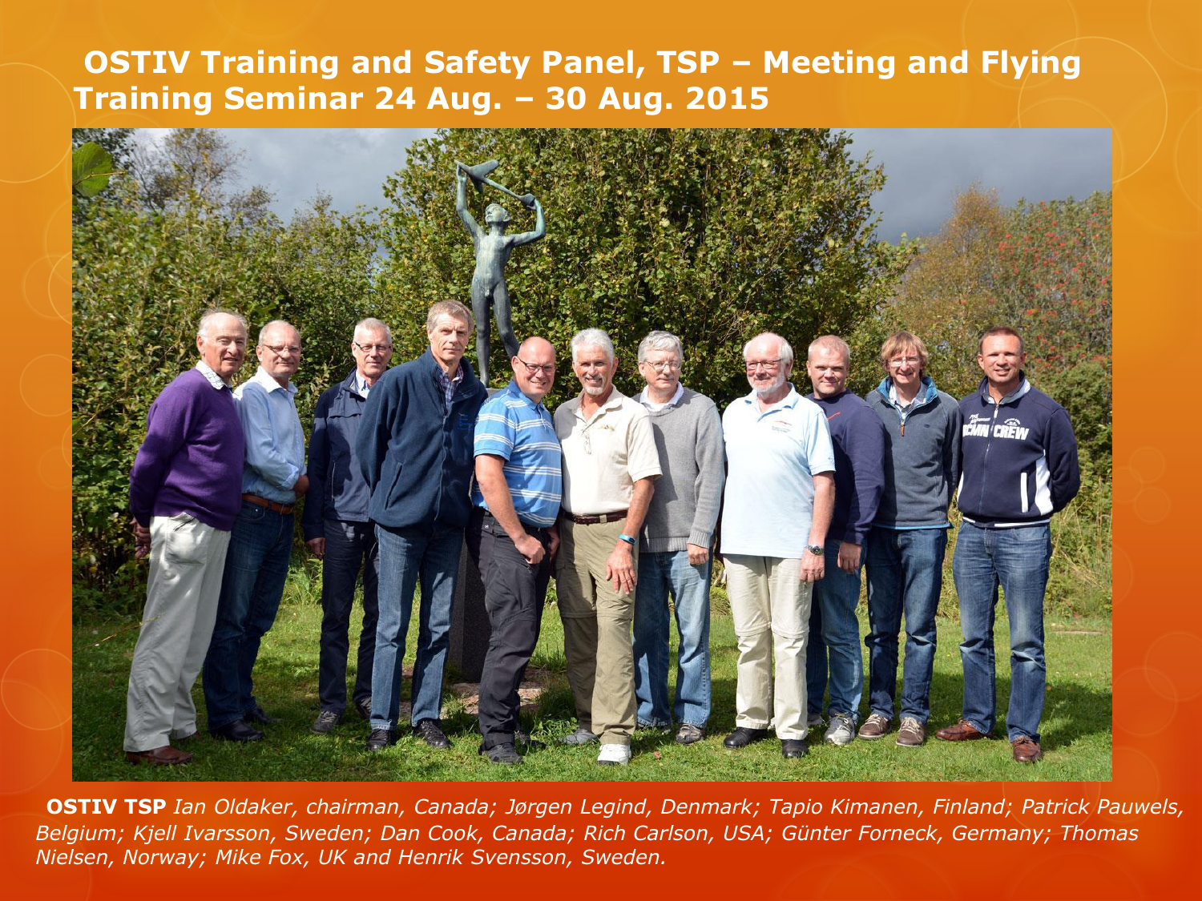# OSTIV Training and Safety Panel, TSP – Meeting and Flying Training Seminar 24 Aug. – 30 Aug. 2015

**OSTIV TSP** *Ian Oldaker, chairman, Canada; Jørgen Legind, Denmark; Tapio Kimanen, Finland; Patrick Pauwels, Belgium; Kjell Ivarsson, Sweden; Dan Cook, Canada; Rich Carlson, USA; Günter Forneck, Germany; Thomas Nielsen, Norway; Mike Fox, UK and Henrik Svensson, Sweden.*